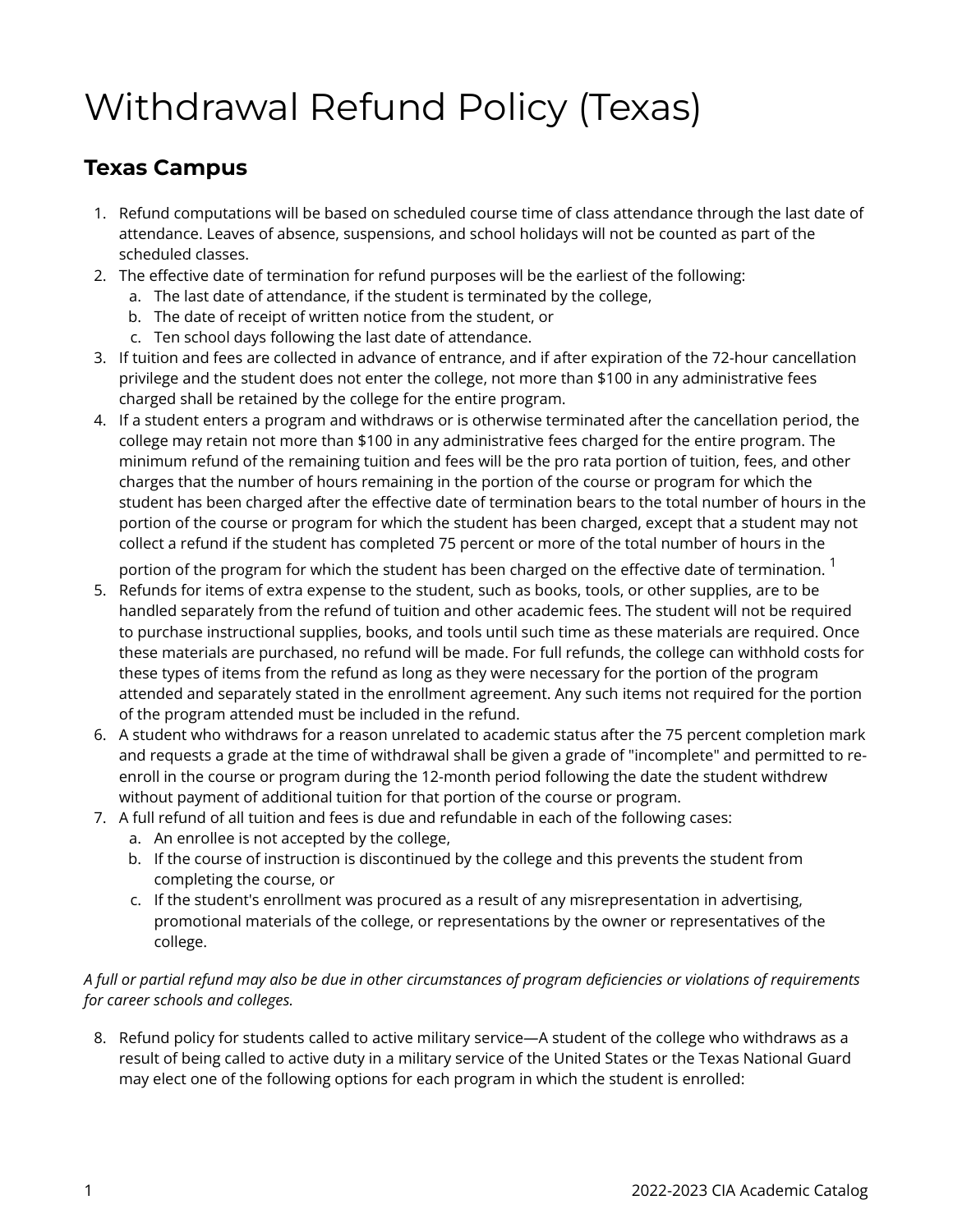# Withdrawal Refund Policy (Texas)

## Texas Campus

1. Refund computations will be based on scheduled course time of class attendance through the last date of attendance. Leaves of absence, suspensions, and school holidays will not be counted as part of the scheduled classes.
2. The effective date of termination for refund purposes will be the earliest of the following:
   a. The last date of attendance, if the student is terminated by the college,
   b. The date of receipt of written notice from the student, or
   c. Ten school days following the last date of attendance.
3. If tuition and fees are collected in advance of entrance, and if after expiration of the 72-hour cancellation privilege and the student does not enter the college, not more than $100 in any administrative fees charged shall be retained by the college for the entire program.
4. If a student enters a program and withdraws or is otherwise terminated after the cancellation period, the college may retain not more than $100 in any administrative fees charged for the entire program. The minimum refund of the remaining tuition and fees will be the pro rata portion of tuition, fees, and other charges that the number of hours remaining in the portion of the course or program for which the student has been charged after the effective date of termination bears to the total number of hours in the portion of the course or program for which the student has been charged, except that a student may not collect a refund if the student has completed 75 percent or more of the total number of hours in the portion of the program for which the student has been charged on the effective date of termination. [1]
5. Refunds for items of extra expense to the student, such as books, tools, or other supplies, are to be handled separately from the refund of tuition and other academic fees. The student will not be required to purchase instructional supplies, books, and tools until such time as these materials are required. Once these materials are purchased, no refund will be made. For full refunds, the college can withhold costs for these types of items from the refund as long as they were necessary for the portion of the program attended and separately stated in the enrollment agreement. Any such items not required for the portion of the program attended must be included in the refund.
6. A student who withdraws for a reason unrelated to academic status after the 75 percent completion mark and requests a grade at the time of withdrawal shall be given a grade of "incomplete" and permitted to re-enroll in the course or program during the 12-month period following the date the student withdrew without payment of additional tuition for that portion of the course or program.
7. A full refund of all tuition and fees is due and refundable in each of the following cases:
   a. An enrollee is not accepted by the college,
   b. If the course of instruction is discontinued by the college and this prevents the student from completing the course, or
   c. If the student's enrollment was procured as a result of any misrepresentation in advertising, promotional materials of the college, or representations by the owner or representatives of the college.

*A full or partial refund may also be due in other circumstances of program deficiencies or violations of requirements for career schools and colleges.*

8. Refund policy for students called to active military service—A student of the college who withdraws as a result of being called to active duty in a military service of the United States or the Texas National Guard may elect one of the following options for each program in which the student is enrolled: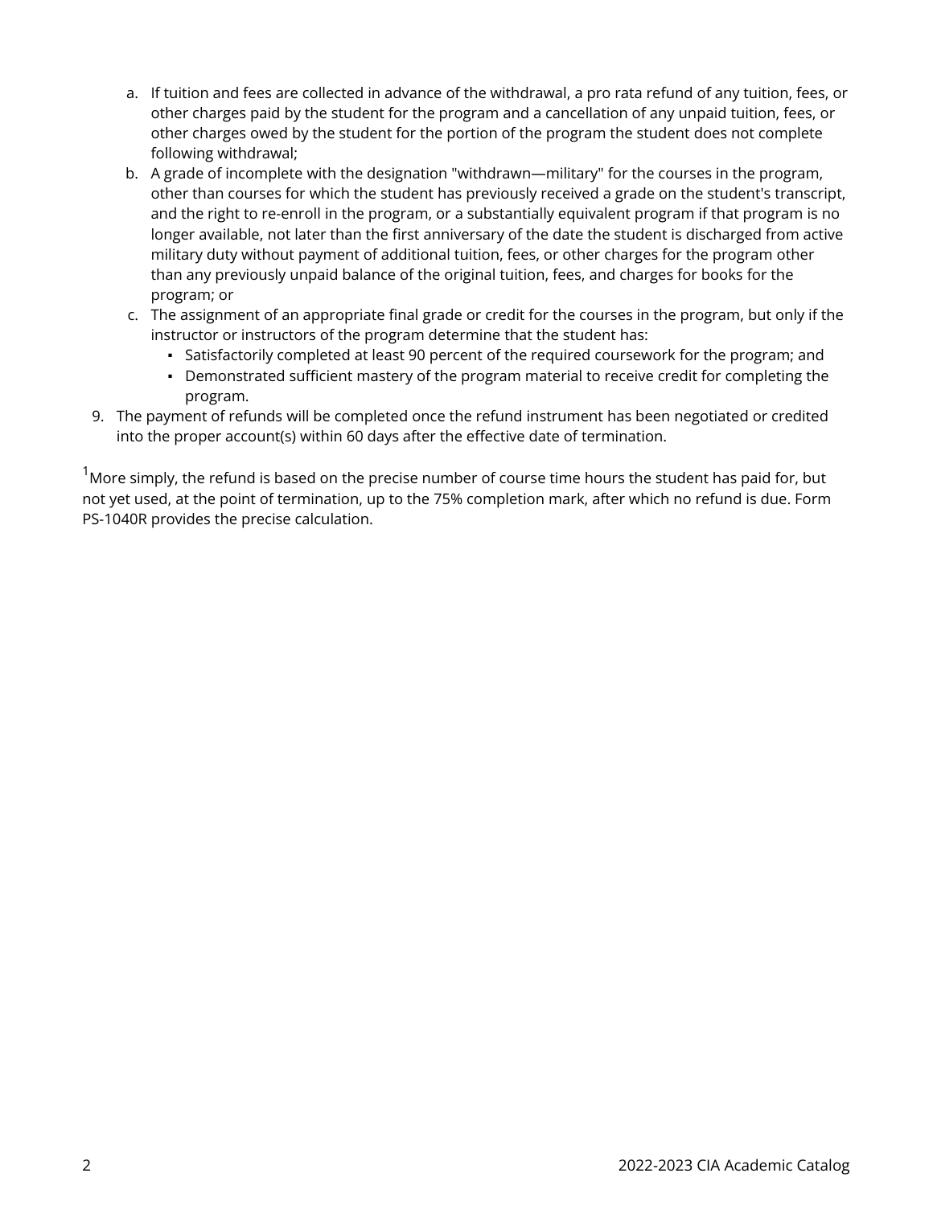a. If tuition and fees are collected in advance of the withdrawal, a pro rata refund of any tuition, fees, or other charges paid by the student for the program and a cancellation of any unpaid tuition, fees, or other charges owed by the student for the portion of the program the student does not complete following withdrawal;
   b. A grade of incomplete with the designation "withdrawn—military" for the courses in the program, other than courses for which the student has previously received a grade on the student's transcript, and the right to re-enroll in the program, or a substantially equivalent program if that program is no longer available, not later than the first anniversary of the date the student is discharged from active military duty without payment of additional tuition, fees, or other charges for the program other than any previously unpaid balance of the original tuition, fees, and charges for books for the program; or
   c. The assignment of an appropriate final grade or credit for the courses in the program, but only if the instructor or instructors of the program determine that the student has:
      - Satisfactorily completed at least 90 percent of the required coursework for the program; and
      - Demonstrated sufficient mastery of the program material to receive credit for completing the program.
9. The payment of refunds will be completed once the refund instrument has been negotiated or credited into the proper account(s) within 60 days after the effective date of termination.

[1]More simply, the refund is based on the precise number of course time hours the student has paid for, but not yet used, at the point of termination, up to the 75% completion mark, after which no refund is due. Form PS-1040R provides the precise calculation.